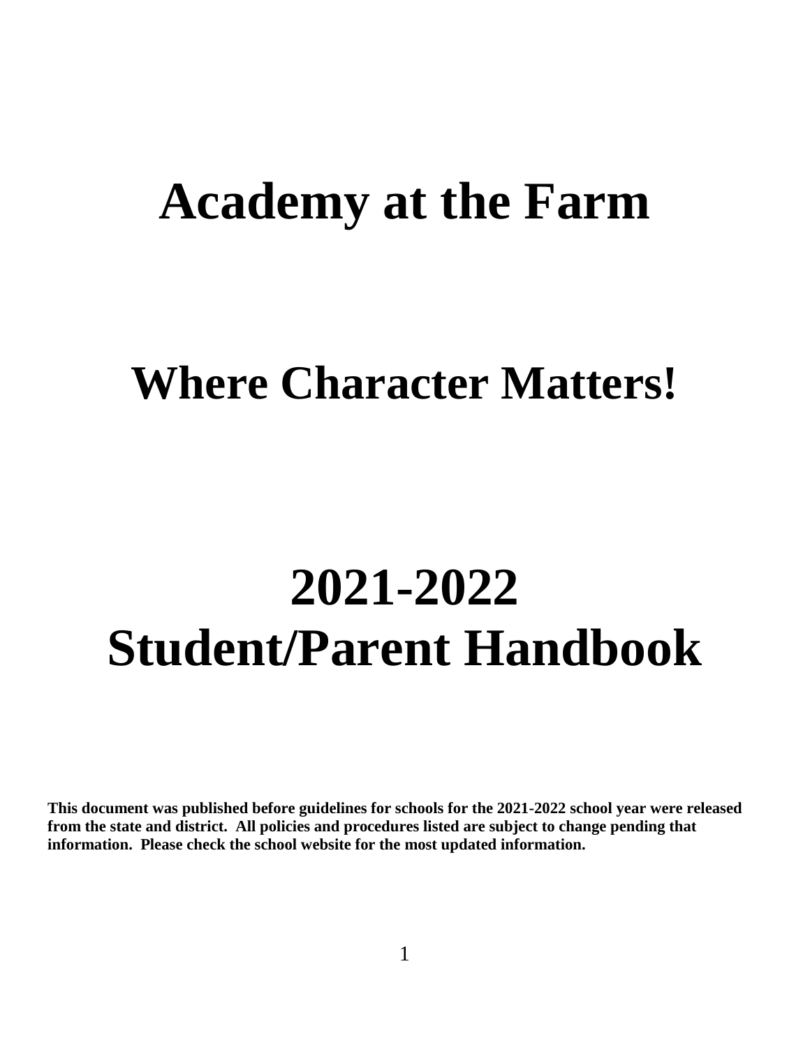# Academy at the Farm

## Where Character Matters!

# 2021-2022 Student/Parent Handbook

**This document was published before guidelines for schools for the 2021-2022 school year were released from the state and district. All policies and procedures listed are subject to change pending that information. Please check the school website for the most updated information.**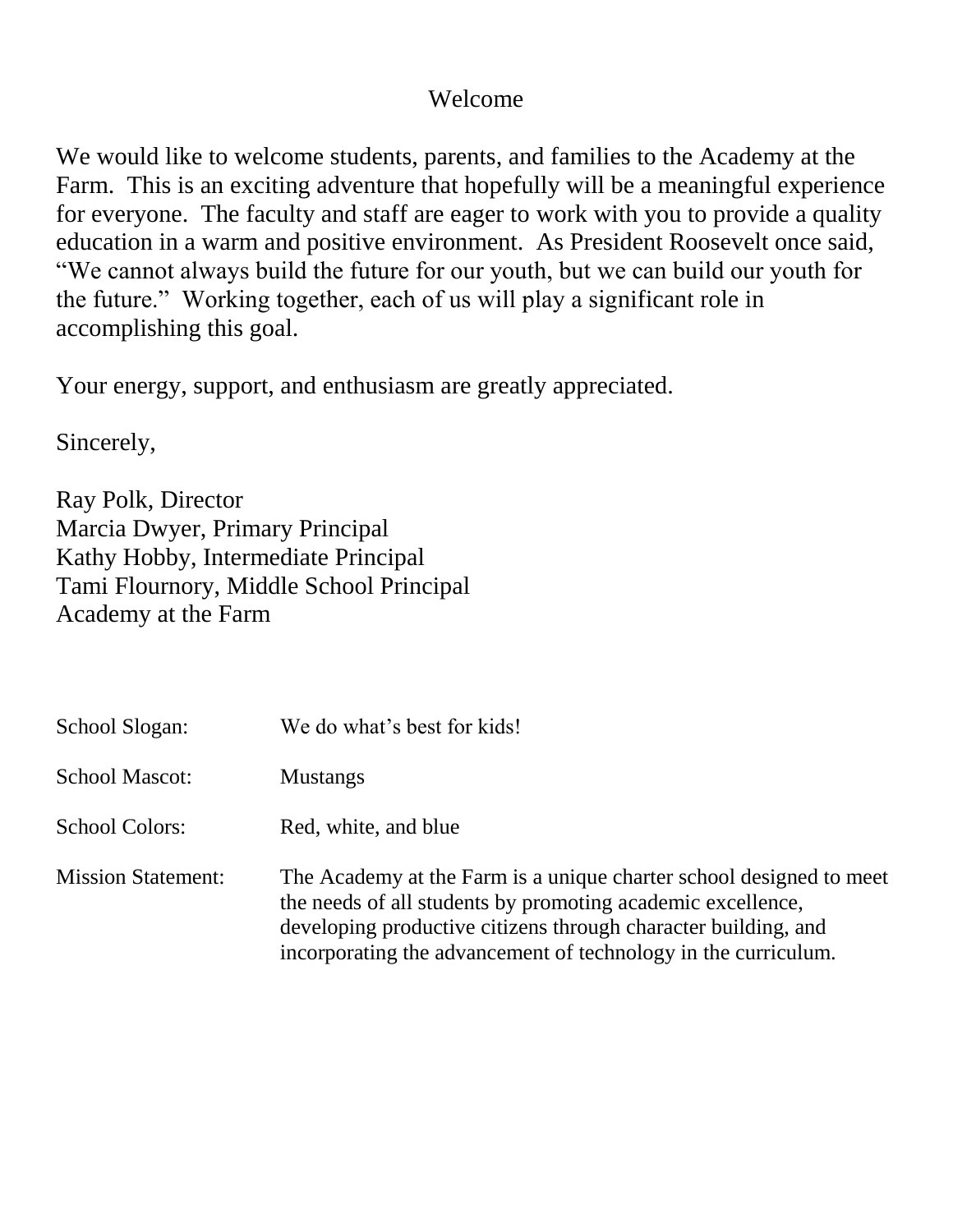# Welcome

We would like to welcome students, parents, and families to the Academy at the Farm. This is an exciting adventure that hopefully will be a meaningful experience for everyone. The faculty and staff are eager to work with you to provide a quality education in a warm and positive environment. As President Roosevelt once said, "We cannot always build the future for our youth, but we can build our youth for the future." Working together, each of us will play a significant role in accomplishing this goal.

Your energy, support, and enthusiasm are greatly appreciated.

Sincerely,

Ray Polk, Director
Marcia Dwyer, Primary Principal
Kathy Hobby, Intermediate Principal
Tami Flournory, Middle School Principal
Academy at the Farm

| | |
|---|---|
| School Slogan: | We do what's best for kids! |
| School Mascot: | Mustangs |
| School Colors: | Red, white, and blue |
| Mission Statement: | The Academy at the Farm is a unique charter school designed to meet the needs of all students by promoting academic excellence, developing productive citizens through character building, and incorporating the advancement of technology in the curriculum. |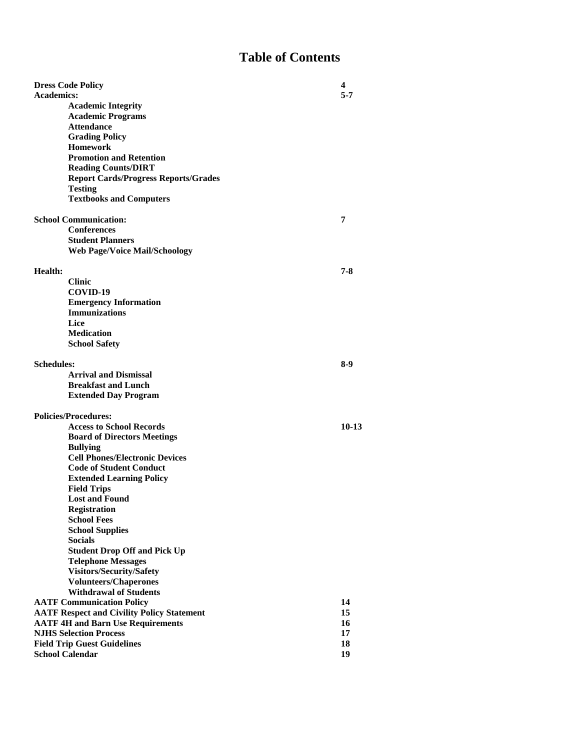# Table of Contents

| | |
|---|---|
| **Dress Code Policy** | **4** |
| **Academics:** | **5-7** |
| **Academic Integrity** | |
| **Academic Programs** | |
| **Attendance** | |
| **Grading Policy** | |
| **Homework** | |
| **Promotion and Retention** | |
| **Reading Counts/DIRT** | |
| **Report Cards/Progress Reports/Grades** | |
| **Testing** | |
| **Textbooks and Computers** | |
| **School Communication:** | **7** |
| **Conferences** | |
| **Student Planners** | |
| **Web Page/Voice Mail/Schoology** | |
| **Health:** | **7-8** |
| **Clinic** | |
| **COVID-19** | |
| **Emergency Information** | |
| **Immunizations** | |
| **Lice** | |
| **Medication** | |
| **School Safety** | |
| **Schedules:** | **8-9** |
| **Arrival and Dismissal** | |
| **Breakfast and Lunch** | |
| **Extended Day Program** | |
| **Policies/Procedures:** | |
| **Access to School Records** | **10-13** |
| **Board of Directors Meetings** | |
| **Bullying** | |
| **Cell Phones/Electronic Devices** | |
| **Code of Student Conduct** | |
| **Extended Learning Policy** | |
| **Field Trips** | |
| **Lost and Found** | |
| **Registration** | |
| **School Fees** | |
| **School Supplies** | |
| **Socials** | |
| **Student Drop Off and Pick Up** | |
| **Telephone Messages** | |
| **Visitors/Security/Safety** | |
| **Volunteers/Chaperones** | |
| **Withdrawal of Students** | |
| **AATF Communication Policy** | **14** |
| **AATF Respect and Civility Policy Statement** | **15** |
| **AATF 4H and Barn Use Requirements** | **16** |
| **NJHS Selection Process** | **17** |
| **Field Trip Guest Guidelines** | **18** |
| **School Calendar** | **19** |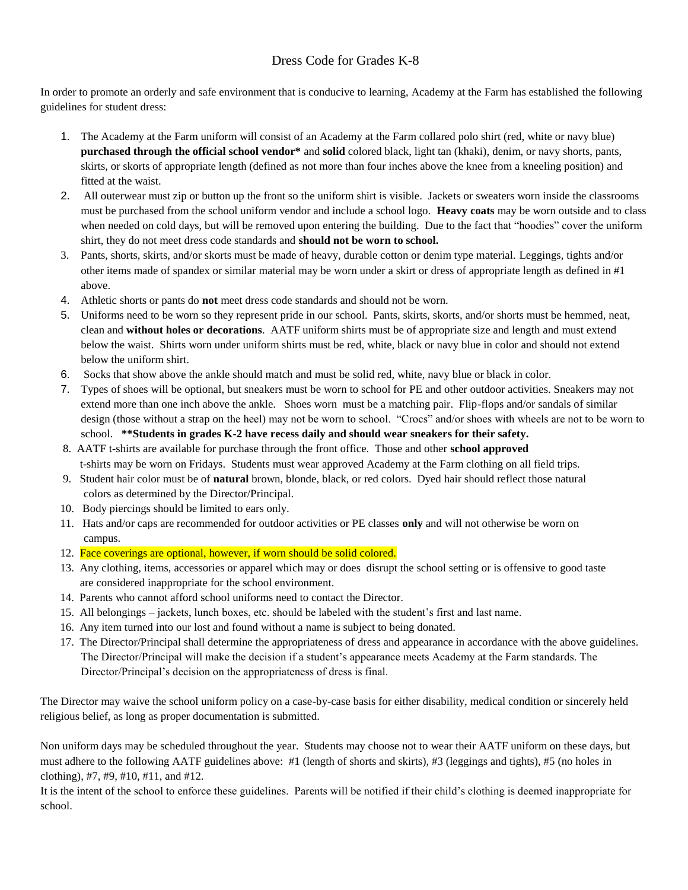# Dress Code for Grades K-8

In order to promote an orderly and safe environment that is conducive to learning, Academy at the Farm has established the following guidelines for student dress:

1. The Academy at the Farm uniform will consist of an Academy at the Farm collared polo shirt (red, white or navy blue) **purchased through the official school vendor*** and **solid** colored black, light tan (khaki), denim, or navy shorts, pants, skirts, or skorts of appropriate length (defined as not more than four inches above the knee from a kneeling position) and fitted at the waist.
2. All outerwear must zip or button up the front so the uniform shirt is visible. Jackets or sweaters worn inside the classrooms must be purchased from the school uniform vendor and include a school logo. **Heavy coats** may be worn outside and to class when needed on cold days, but will be removed upon entering the building. Due to the fact that "hoodies" cover the uniform shirt, they do not meet dress code standards and **should not be worn to school.**
3. Pants, shorts, skirts, and/or skorts must be made of heavy, durable cotton or denim type material. Leggings, tights and/or other items made of spandex or similar material may be worn under a skirt or dress of appropriate length as defined in #1 above.
4. Athletic shorts or pants do **not** meet dress code standards and should not be worn.
5. Uniforms need to be worn so they represent pride in our school. Pants, skirts, skorts, and/or shorts must be hemmed, neat, clean and **without holes or decorations**. AATF uniform shirts must be of appropriate size and length and must extend below the waist. Shirts worn under uniform shirts must be red, white, black or navy blue in color and should not extend below the uniform shirt.
6. Socks that show above the ankle should match and must be solid red, white, navy blue or black in color.
7. Types of shoes will be optional, but sneakers must be worn to school for PE and other outdoor activities. Sneakers may not extend more than one inch above the ankle. Shoes worn must be a matching pair. Flip-flops and/or sandals of similar design (those without a strap on the heel) may not be worn to school. "Crocs" and/or shoes with wheels are not to be worn to school. ****Students in grades K-2 have recess daily and should wear sneakers for their safety.**
8. AATF t-shirts are available for purchase through the front office. Those and other **school approved** t-shirts may be worn on Fridays. Students must wear approved Academy at the Farm clothing on all field trips.
9. Student hair color must be of **natural** brown, blonde, black, or red colors. Dyed hair should reflect those natural colors as determined by the Director/Principal.
10. Body piercings should be limited to ears only.
11. Hats and/or caps are recommended for outdoor activities or PE classes **only** and will not otherwise be worn on campus.
12. Face coverings are optional, however, if worn should be solid colored.
13. Any clothing, items, accessories or apparel which may or does disrupt the school setting or is offensive to good taste are considered inappropriate for the school environment.
14. Parents who cannot afford school uniforms need to contact the Director.
15. All belongings – jackets, lunch boxes, etc. should be labeled with the student's first and last name.
16. Any item turned into our lost and found without a name is subject to being donated.
17. The Director/Principal shall determine the appropriateness of dress and appearance in accordance with the above guidelines. The Director/Principal will make the decision if a student's appearance meets Academy at the Farm standards. The Director/Principal's decision on the appropriateness of dress is final.

The Director may waive the school uniform policy on a case-by-case basis for either disability, medical condition or sincerely held religious belief, as long as proper documentation is submitted.

Non uniform days may be scheduled throughout the year. Students may choose not to wear their AATF uniform on these days, but must adhere to the following AATF guidelines above: #1 (length of shorts and skirts), #3 (leggings and tights), #5 (no holes in clothing), #7, #9, #10, #11, and #12.

It is the intent of the school to enforce these guidelines. Parents will be notified if their child's clothing is deemed inappropriate for school.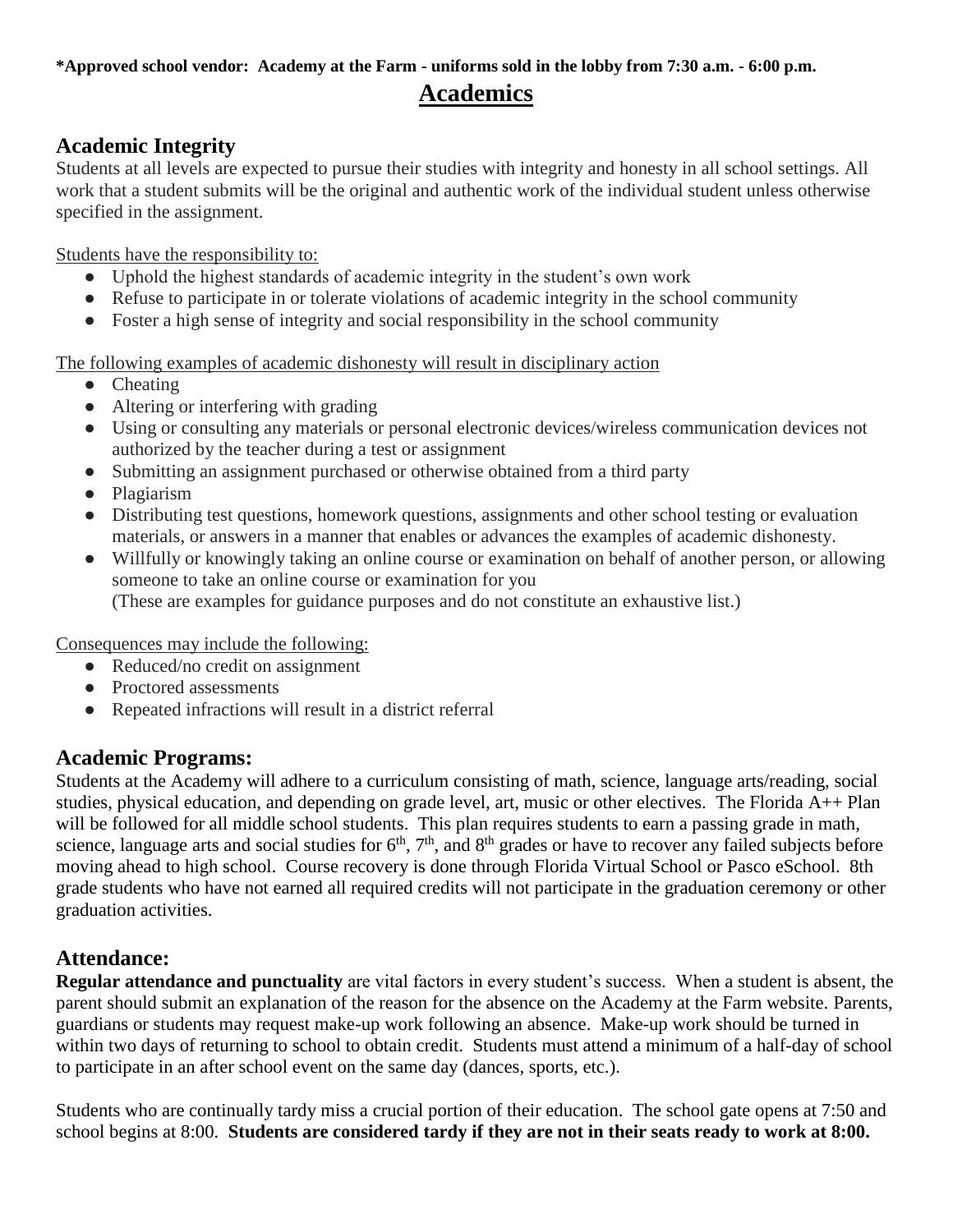**\*Approved school vendor: Academy at the Farm - uniforms sold in the lobby from 7:30 a.m. - 6:00 p.m.**

# Academics

## Academic Integrity

Students at all levels are expected to pursue their studies with integrity and honesty in all school settings. All work that a student submits will be the original and authentic work of the individual student unless otherwise specified in the assignment.

Students have the responsibility to:

- Uphold the highest standards of academic integrity in the student's own work
- Refuse to participate in or tolerate violations of academic integrity in the school community
- Foster a high sense of integrity and social responsibility in the school community

The following examples of academic dishonesty will result in disciplinary action

- Cheating
- Altering or interfering with grading
- Using or consulting any materials or personal electronic devices/wireless communication devices not authorized by the teacher during a test or assignment
- Submitting an assignment purchased or otherwise obtained from a third party
- Plagiarism
- Distributing test questions, homework questions, assignments and other school testing or evaluation materials, or answers in a manner that enables or advances the examples of academic dishonesty.
- Willfully or knowingly taking an online course or examination on behalf of another person, or allowing someone to take an online course or examination for you
  (These are examples for guidance purposes and do not constitute an exhaustive list.)

Consequences may include the following:

- Reduced/no credit on assignment
- Proctored assessments
- Repeated infractions will result in a district referral

## Academic Programs:

Students at the Academy will adhere to a curriculum consisting of math, science, language arts/reading, social studies, physical education, and depending on grade level, art, music or other electives. The Florida A++ Plan will be followed for all middle school students. This plan requires students to earn a passing grade in math, science, language arts and social studies for 6th, 7th, and 8th grades or have to recover any failed subjects before moving ahead to high school. Course recovery is done through Florida Virtual School or Pasco eSchool. 8th grade students who have not earned all required credits will not participate in the graduation ceremony or other graduation activities.

## Attendance:

**Regular attendance and punctuality** are vital factors in every student's success. When a student is absent, the parent should submit an explanation of the reason for the absence on the Academy at the Farm website. Parents, guardians or students may request make-up work following an absence. Make-up work should be turned in within two days of returning to school to obtain credit. Students must attend a minimum of a half-day of school to participate in an after school event on the same day (dances, sports, etc.).

Students who are continually tardy miss a crucial portion of their education. The school gate opens at 7:50 and school begins at 8:00. **Students are considered tardy if they are not in their seats ready to work at 8:00.**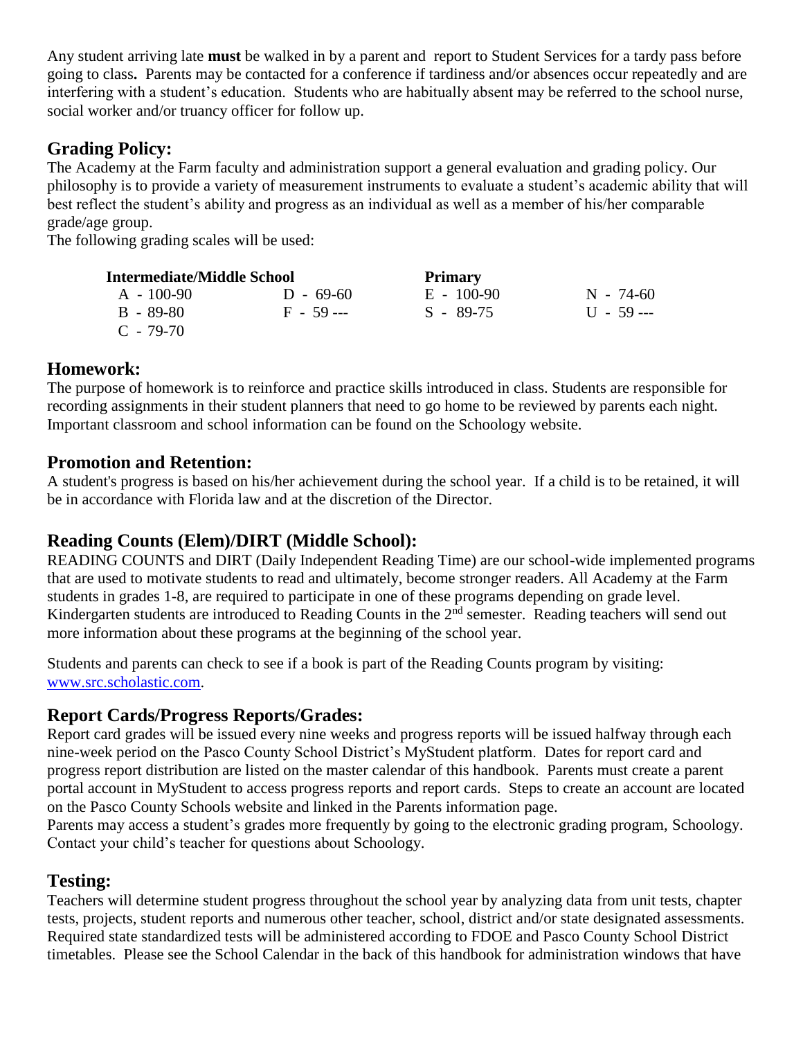Any student arriving late **must** be walked in by a parent and report to Student Services for a tardy pass before going to class**.** Parents may be contacted for a conference if tardiness and/or absences occur repeatedly and are interfering with a student's education. Students who are habitually absent may be referred to the school nurse, social worker and/or truancy officer for follow up.

## Grading Policy:

The Academy at the Farm faculty and administration support a general evaluation and grading policy. Our philosophy is to provide a variety of measurement instruments to evaluate a student's academic ability that will best reflect the student's ability and progress as an individual as well as a member of his/her comparable grade/age group.

The following grading scales will be used:

| Intermediate/Middle School | | Primary | |
|---|---|---|---|
| A - 100-90 | D - 69-60 | E - 100-90 | N - 74-60 |
| B - 89-80 | F - 59 --- | S - 89-75 | U - 59 --- |
| C - 79-70 | | | |

## Homework:

The purpose of homework is to reinforce and practice skills introduced in class. Students are responsible for recording assignments in their student planners that need to go home to be reviewed by parents each night. Important classroom and school information can be found on the Schoology website.

## Promotion and Retention:

A student's progress is based on his/her achievement during the school year. If a child is to be retained, it will be in accordance with Florida law and at the discretion of the Director.

## Reading Counts (Elem)/DIRT (Middle School):

READING COUNTS and DIRT (Daily Independent Reading Time) are our school-wide implemented programs that are used to motivate students to read and ultimately, become stronger readers. All Academy at the Farm students in grades 1-8, are required to participate in one of these programs depending on grade level. Kindergarten students are introduced to Reading Counts in the 2nd semester. Reading teachers will send out more information about these programs at the beginning of the school year.

Students and parents can check to see if a book is part of the Reading Counts program by visiting: www.src.scholastic.com.

## Report Cards/Progress Reports/Grades:

Report card grades will be issued every nine weeks and progress reports will be issued halfway through each nine-week period on the Pasco County School District's MyStudent platform. Dates for report card and progress report distribution are listed on the master calendar of this handbook. Parents must create a parent portal account in MyStudent to access progress reports and report cards. Steps to create an account are located on the Pasco County Schools website and linked in the Parents information page.

Parents may access a student's grades more frequently by going to the electronic grading program, Schoology. Contact your child's teacher for questions about Schoology.

## Testing:

Teachers will determine student progress throughout the school year by analyzing data from unit tests, chapter tests, projects, student reports and numerous other teacher, school, district and/or state designated assessments. Required state standardized tests will be administered according to FDOE and Pasco County School District timetables. Please see the School Calendar in the back of this handbook for administration windows that have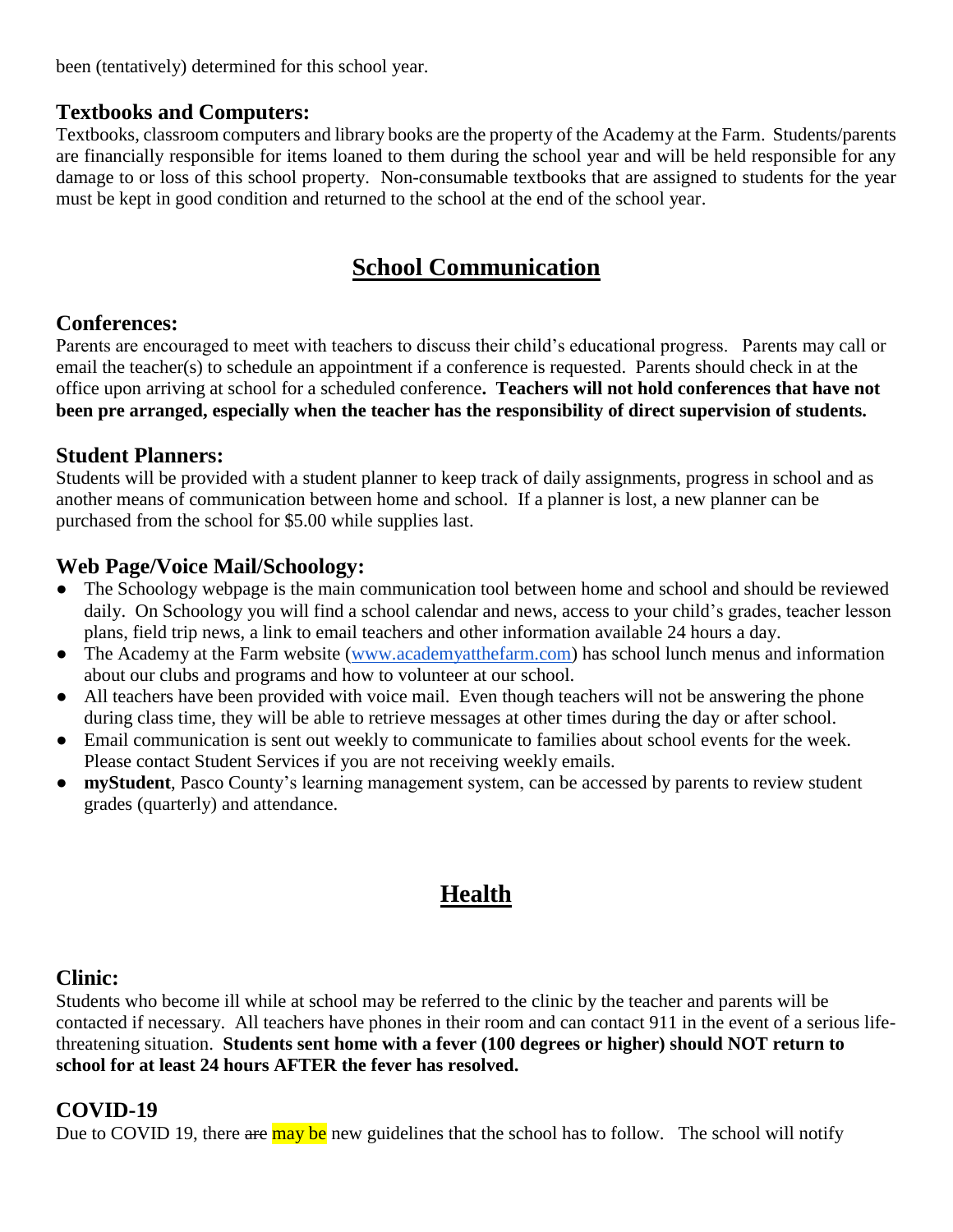been (tentatively) determined for this school year.

### Textbooks and Computers:

Textbooks, classroom computers and library books are the property of the Academy at the Farm. Students/parents are financially responsible for items loaned to them during the school year and will be held responsible for any damage to or loss of this school property. Non-consumable textbooks that are assigned to students for the year must be kept in good condition and returned to the school at the end of the school year.

## School Communication

### Conferences:

Parents are encouraged to meet with teachers to discuss their child's educational progress. Parents may call or email the teacher(s) to schedule an appointment if a conference is requested. Parents should check in at the office upon arriving at school for a scheduled conference**. Teachers will not hold conferences that have not been pre arranged, especially when the teacher has the responsibility of direct supervision of students.**

### Student Planners:

Students will be provided with a student planner to keep track of daily assignments, progress in school and as another means of communication between home and school. If a planner is lost, a new planner can be purchased from the school for $5.00 while supplies last.

### Web Page/Voice Mail/Schoology:

- The Schoology webpage is the main communication tool between home and school and should be reviewed daily. On Schoology you will find a school calendar and news, access to your child's grades, teacher lesson plans, field trip news, a link to email teachers and other information available 24 hours a day.
- The Academy at the Farm website (www.academyatthefarm.com) has school lunch menus and information about our clubs and programs and how to volunteer at our school.
- All teachers have been provided with voice mail. Even though teachers will not be answering the phone during class time, they will be able to retrieve messages at other times during the day or after school.
- Email communication is sent out weekly to communicate to families about school events for the week. Please contact Student Services if you are not receiving weekly emails.
- **myStudent**, Pasco County's learning management system, can be accessed by parents to review student grades (quarterly) and attendance.

## Health

### Clinic:

Students who become ill while at school may be referred to the clinic by the teacher and parents will be contacted if necessary. All teachers have phones in their room and can contact 911 in the event of a serious life-threatening situation. **Students sent home with a fever (100 degrees or higher) should NOT return to school for at least 24 hours AFTER the fever has resolved.**

### COVID-19

Due to COVID 19, there ~~are~~ may be new guidelines that the school has to follow. The school will notify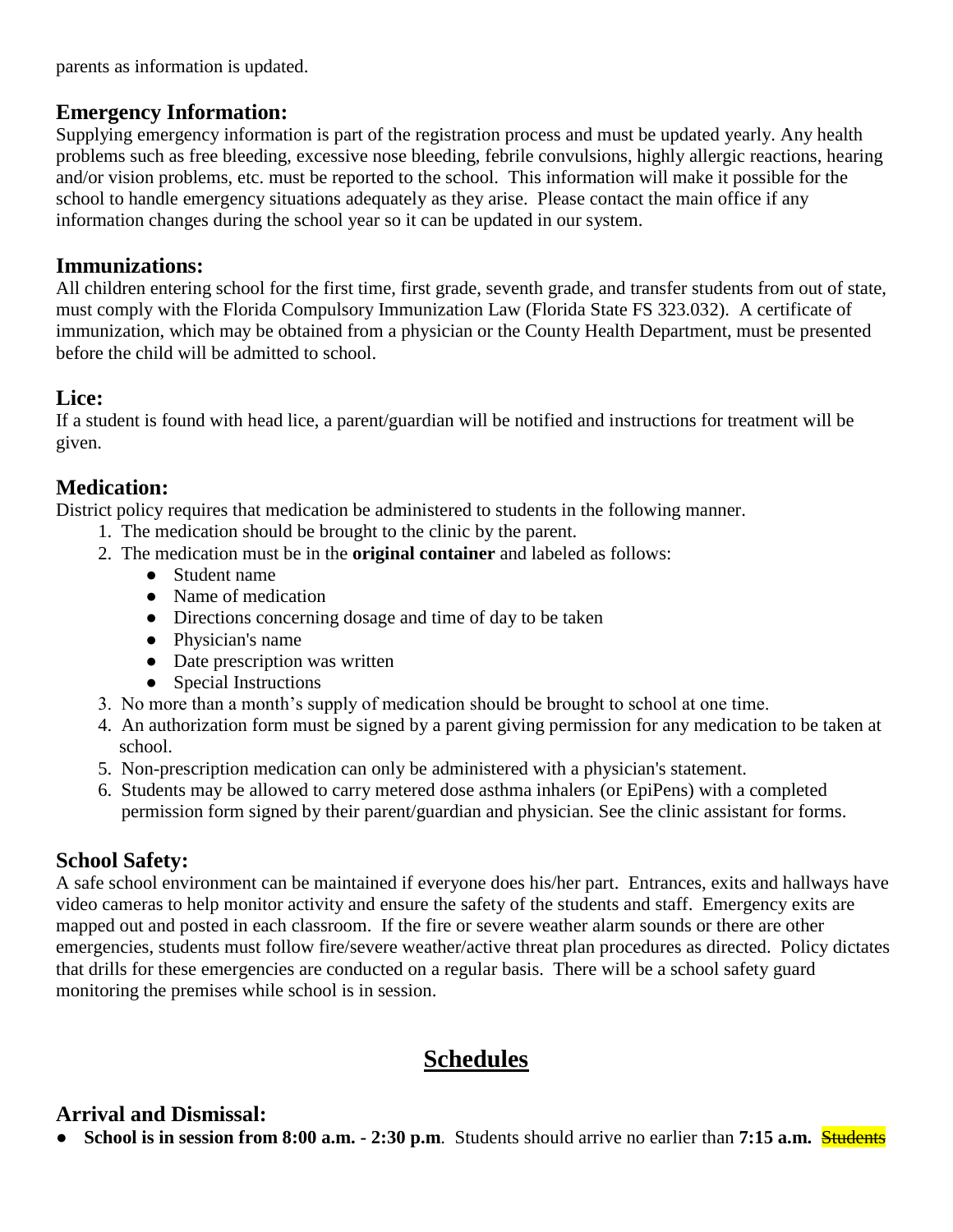parents as information is updated.

## Emergency Information:

Supplying emergency information is part of the registration process and must be updated yearly. Any health problems such as free bleeding, excessive nose bleeding, febrile convulsions, highly allergic reactions, hearing and/or vision problems, etc. must be reported to the school. This information will make it possible for the school to handle emergency situations adequately as they arise. Please contact the main office if any information changes during the school year so it can be updated in our system.

## Immunizations:

All children entering school for the first time, first grade, seventh grade, and transfer students from out of state, must comply with the Florida Compulsory Immunization Law (Florida State FS 323.032). A certificate of immunization, which may be obtained from a physician or the County Health Department, must be presented before the child will be admitted to school.

## Lice:

If a student is found with head lice, a parent/guardian will be notified and instructions for treatment will be given.

## Medication:

District policy requires that medication be administered to students in the following manner.

1. The medication should be brought to the clinic by the parent.
2. The medication must be in the **original container** and labeled as follows:
   - Student name
   - Name of medication
   - Directions concerning dosage and time of day to be taken
   - Physician's name
   - Date prescription was written
   - Special Instructions
3. No more than a month's supply of medication should be brought to school at one time.
4. An authorization form must be signed by a parent giving permission for any medication to be taken at school.
5. Non-prescription medication can only be administered with a physician's statement.
6. Students may be allowed to carry metered dose asthma inhalers (or EpiPens) with a completed permission form signed by their parent/guardian and physician. See the clinic assistant for forms.

## School Safety:

A safe school environment can be maintained if everyone does his/her part. Entrances, exits and hallways have video cameras to help monitor activity and ensure the safety of the students and staff. Emergency exits are mapped out and posted in each classroom. If the fire or severe weather alarm sounds or there are other emergencies, students must follow fire/severe weather/active threat plan procedures as directed. Policy dictates that drills for these emergencies are conducted on a regular basis. There will be a school safety guard monitoring the premises while school is in session.

# Schedules

## Arrival and Dismissal:

- **School is in session from 8:00 a.m. - 2:30 p.m**. Students should arrive no earlier than **7:15 a.m.** ~~Students~~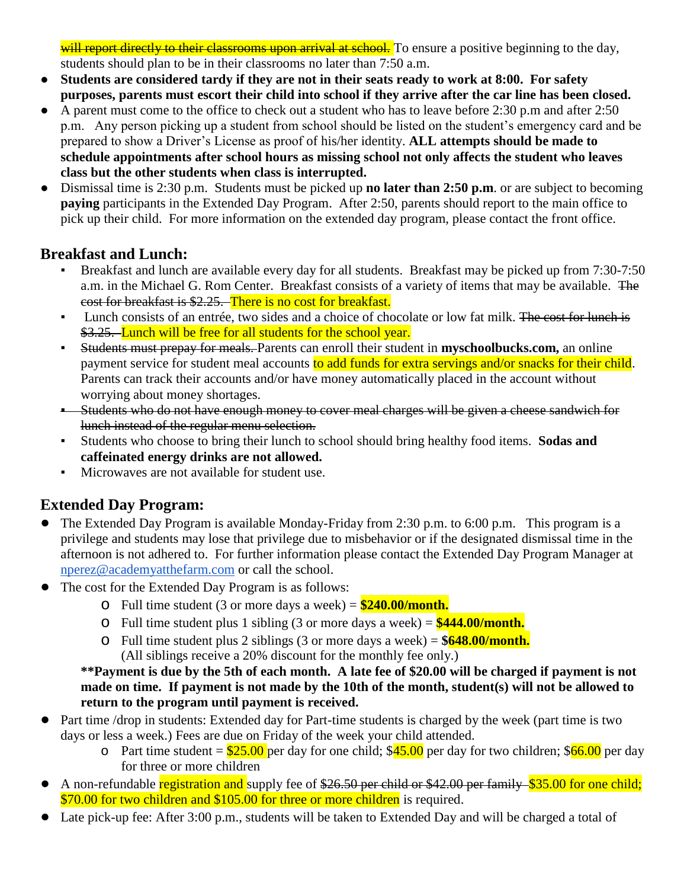~~will report directly to their classrooms upon arrival at school.~~ To ensure a positive beginning to the day, students should plan to be in their classrooms no later than 7:50 a.m.

- **Students are considered tardy if they are not in their seats ready to work at 8:00. For safety purposes, parents must escort their child into school if they arrive after the car line has been closed.**
- A parent must come to the office to check out a student who has to leave before 2:30 p.m and after 2:50 p.m. Any person picking up a student from school should be listed on the student's emergency card and be prepared to show a Driver's License as proof of his/her identity. **ALL attempts should be made to schedule appointments after school hours as missing school not only affects the student who leaves class but the other students when class is interrupted.**
- Dismissal time is 2:30 p.m. Students must be picked up **no later than 2:50 p.m**. or are subject to becoming **paying** participants in the Extended Day Program. After 2:50, parents should report to the main office to pick up their child. For more information on the extended day program, please contact the front office.

## Breakfast and Lunch:

- Breakfast and lunch are available every day for all students. Breakfast may be picked up from 7:30-7:50 a.m. in the Michael G. Rom Center. Breakfast consists of a variety of items that may be available. ~~The cost for breakfast is $2.25.~~ There is no cost for breakfast.
- Lunch consists of an entrée, two sides and a choice of chocolate or low fat milk. ~~The cost for lunch is $3.25.~~ Lunch will be free for all students for the school year.
- ~~Students must prepay for meals.~~ Parents can enroll their student in **myschoolbucks.com,** an online payment service for student meal accounts to add funds for extra servings and/or snacks for their child. Parents can track their accounts and/or have money automatically placed in the account without worrying about money shortages.
- ~~Students who do not have enough money to cover meal charges will be given a cheese sandwich for lunch instead of the regular menu selection.~~
- Students who choose to bring their lunch to school should bring healthy food items. **Sodas and caffeinated energy drinks are not allowed.**
- Microwaves are not available for student use.

## Extended Day Program:

- The Extended Day Program is available Monday-Friday from 2:30 p.m. to 6:00 p.m. This program is a privilege and students may lose that privilege due to misbehavior or if the designated dismissal time in the afternoon is not adhered to. For further information please contact the Extended Day Program Manager at nperez@academyatthefarm.com or call the school.
- The cost for the Extended Day Program is as follows:
  - Full time student (3 or more days a week) = **$240.00/month.**
  - Full time student plus 1 sibling (3 or more days a week) = **$444.00/month.**
  - Full time student plus 2 siblings (3 or more days a week) = **$648.00/month.**
    (All siblings receive a 20% discount for the monthly fee only.)

  **\*\*Payment is due by the 5th of each month. A late fee of $20.00 will be charged if payment is not made on time. If payment is not made by the 10th of the month, student(s) will not be allowed to return to the program until payment is received.**
- Part time /drop in students: Extended day for Part-time students is charged by the week (part time is two days or less a week.) Fees are due on Friday of the week your child attended.
  - Part time student = $25.00 per day for one child; $45.00 per day for two children; $66.00 per day for three or more children
- A non-refundable registration and supply fee of ~~$26.50 per child or $42.00 per family~~ $35.00 for one child; $70.00 for two children and $105.00 for three or more children is required.
- Late pick-up fee: After 3:00 p.m., students will be taken to Extended Day and will be charged a total of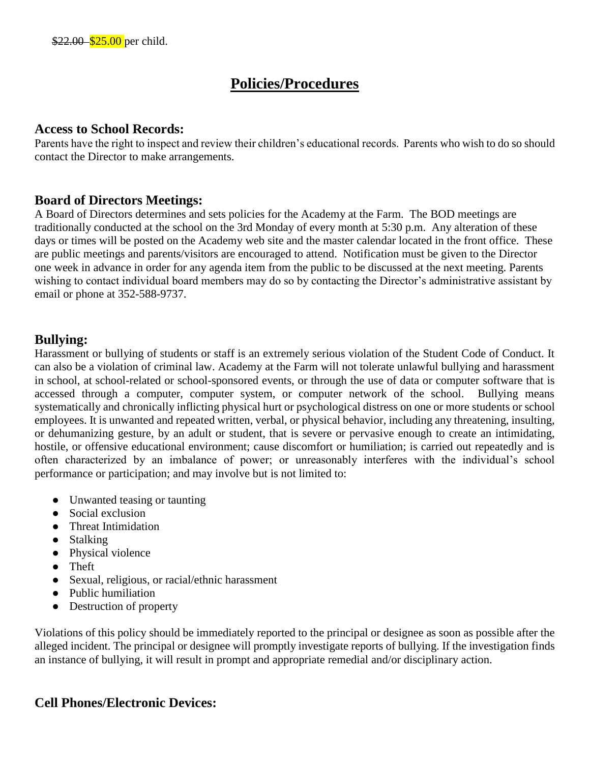~~$22.00~~ $25.00 per child.

# Policies/Procedures

## Access to School Records:

Parents have the right to inspect and review their children's educational records. Parents who wish to do so should contact the Director to make arrangements.

## Board of Directors Meetings:

A Board of Directors determines and sets policies for the Academy at the Farm. The BOD meetings are traditionally conducted at the school on the 3rd Monday of every month at 5:30 p.m. Any alteration of these days or times will be posted on the Academy web site and the master calendar located in the front office. These are public meetings and parents/visitors are encouraged to attend. Notification must be given to the Director one week in advance in order for any agenda item from the public to be discussed at the next meeting. Parents wishing to contact individual board members may do so by contacting the Director's administrative assistant by email or phone at 352-588-9737.

## Bullying:

Harassment or bullying of students or staff is an extremely serious violation of the Student Code of Conduct. It can also be a violation of criminal law. Academy at the Farm will not tolerate unlawful bullying and harassment in school, at school-related or school-sponsored events, or through the use of data or computer software that is accessed through a computer, computer system, or computer network of the school. Bullying means systematically and chronically inflicting physical hurt or psychological distress on one or more students or school employees. It is unwanted and repeated written, verbal, or physical behavior, including any threatening, insulting, or dehumanizing gesture, by an adult or student, that is severe or pervasive enough to create an intimidating, hostile, or offensive educational environment; cause discomfort or humiliation; is carried out repeatedly and is often characterized by an imbalance of power; or unreasonably interferes with the individual's school performance or participation; and may involve but is not limited to:

- Unwanted teasing or taunting
- Social exclusion
- Threat Intimidation
- Stalking
- Physical violence
- Theft
- Sexual, religious, or racial/ethnic harassment
- Public humiliation
- Destruction of property

Violations of this policy should be immediately reported to the principal or designee as soon as possible after the alleged incident. The principal or designee will promptly investigate reports of bullying. If the investigation finds an instance of bullying, it will result in prompt and appropriate remedial and/or disciplinary action.

## Cell Phones/Electronic Devices: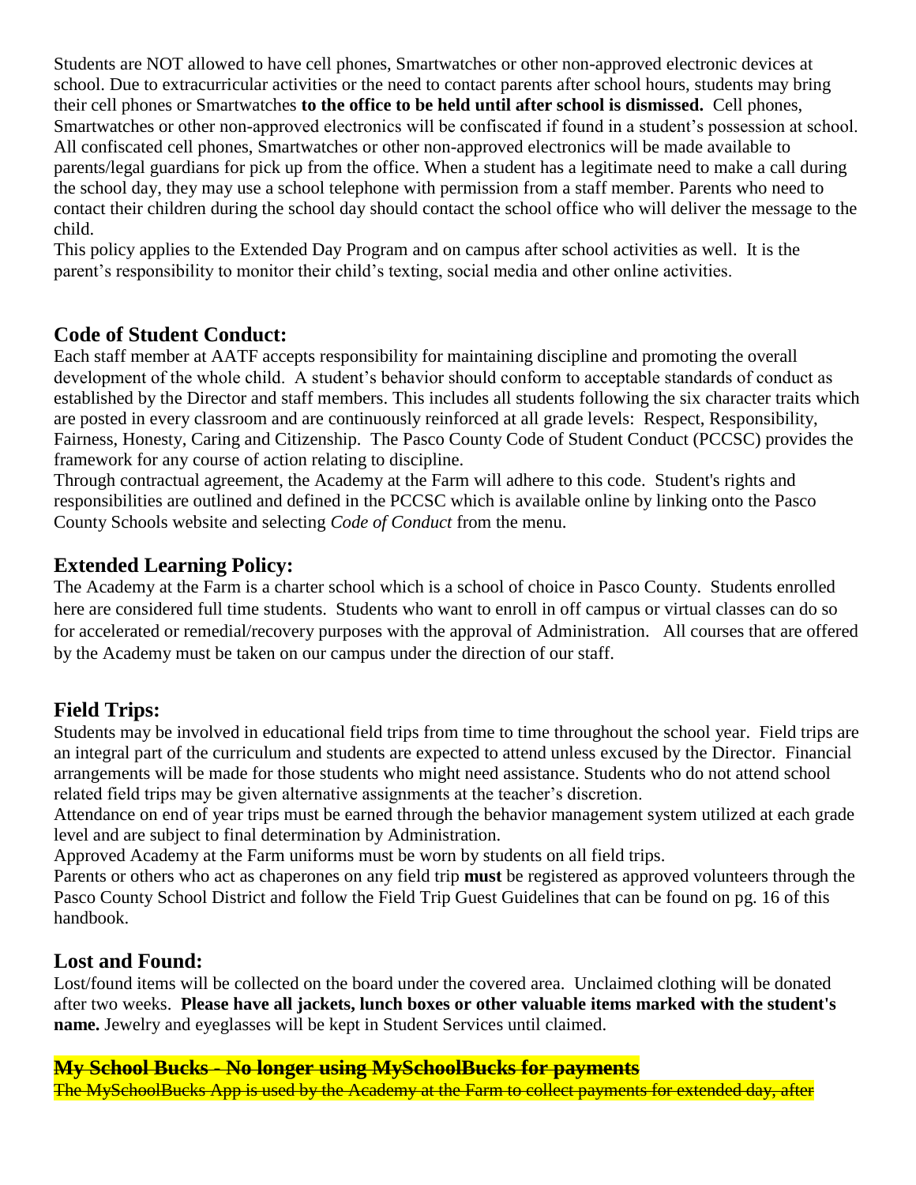Students are NOT allowed to have cell phones, Smartwatches or other non-approved electronic devices at school. Due to extracurricular activities or the need to contact parents after school hours, students may bring their cell phones or Smartwatches **to the office to be held until after school is dismissed.** Cell phones, Smartwatches or other non-approved electronics will be confiscated if found in a student's possession at school. All confiscated cell phones, Smartwatches or other non-approved electronics will be made available to parents/legal guardians for pick up from the office. When a student has a legitimate need to make a call during the school day, they may use a school telephone with permission from a staff member. Parents who need to contact their children during the school day should contact the school office who will deliver the message to the child.

This policy applies to the Extended Day Program and on campus after school activities as well. It is the parent's responsibility to monitor their child's texting, social media and other online activities.

## Code of Student Conduct:

Each staff member at AATF accepts responsibility for maintaining discipline and promoting the overall development of the whole child. A student's behavior should conform to acceptable standards of conduct as established by the Director and staff members. This includes all students following the six character traits which are posted in every classroom and are continuously reinforced at all grade levels: Respect, Responsibility, Fairness, Honesty, Caring and Citizenship. The Pasco County Code of Student Conduct (PCCSC) provides the framework for any course of action relating to discipline.

Through contractual agreement, the Academy at the Farm will adhere to this code. Student's rights and responsibilities are outlined and defined in the PCCSC which is available online by linking onto the Pasco County Schools website and selecting *Code of Conduct* from the menu.

## Extended Learning Policy:

The Academy at the Farm is a charter school which is a school of choice in Pasco County. Students enrolled here are considered full time students. Students who want to enroll in off campus or virtual classes can do so for accelerated or remedial/recovery purposes with the approval of Administration. All courses that are offered by the Academy must be taken on our campus under the direction of our staff.

## Field Trips:

Students may be involved in educational field trips from time to time throughout the school year. Field trips are an integral part of the curriculum and students are expected to attend unless excused by the Director. Financial arrangements will be made for those students who might need assistance. Students who do not attend school related field trips may be given alternative assignments at the teacher's discretion.

Attendance on end of year trips must be earned through the behavior management system utilized at each grade level and are subject to final determination by Administration.

Approved Academy at the Farm uniforms must be worn by students on all field trips.

Parents or others who act as chaperones on any field trip **must** be registered as approved volunteers through the Pasco County School District and follow the Field Trip Guest Guidelines that can be found on pg. 16 of this handbook.

## Lost and Found:

Lost/found items will be collected on the board under the covered area. Unclaimed clothing will be donated after two weeks. **Please have all jackets, lunch boxes or other valuable items marked with the student's name.** Jewelry and eyeglasses will be kept in Student Services until claimed.

## ~~My School Bucks - No longer using MySchoolBucks for payments~~

~~The MySchoolBucks App is used by the Academy at the Farm to collect payments for extended day, after~~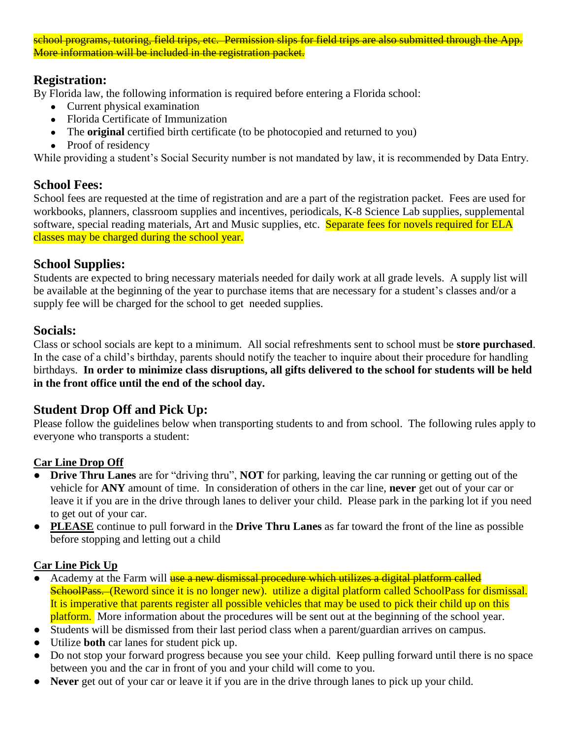~~school programs, tutoring, field trips, etc. Permission slips for field trips are also submitted through the App. More information will be included in the registration packet.~~

## Registration:

By Florida law, the following information is required before entering a Florida school:

- Current physical examination
- Florida Certificate of Immunization
- The **original** certified birth certificate (to be photocopied and returned to you)
- Proof of residency

While providing a student's Social Security number is not mandated by law, it is recommended by Data Entry.

## School Fees:

School fees are requested at the time of registration and are a part of the registration packet. Fees are used for workbooks, planners, classroom supplies and incentives, periodicals, K-8 Science Lab supplies, supplemental software, special reading materials, Art and Music supplies, etc. Separate fees for novels required for ELA classes may be charged during the school year.

## School Supplies:

Students are expected to bring necessary materials needed for daily work at all grade levels. A supply list will be available at the beginning of the year to purchase items that are necessary for a student's classes and/or a supply fee will be charged for the school to get needed supplies.

## Socials:

Class or school socials are kept to a minimum. All social refreshments sent to school must be **store purchased**. In the case of a child's birthday, parents should notify the teacher to inquire about their procedure for handling birthdays. **In order to minimize class disruptions, all gifts delivered to the school for students will be held in the front office until the end of the school day.**

## Student Drop Off and Pick Up:

Please follow the guidelines below when transporting students to and from school. The following rules apply to everyone who transports a student:

### Car Line Drop Off

- **Drive Thru Lanes** are for "driving thru", **NOT** for parking, leaving the car running or getting out of the vehicle for **ANY** amount of time. In consideration of others in the car line, **never** get out of your car or leave it if you are in the drive through lanes to deliver your child. Please park in the parking lot if you need to get out of your car.
- **PLEASE** continue to pull forward in the **Drive Thru Lanes** as far toward the front of the line as possible before stopping and letting out a child

### Car Line Pick Up

- Academy at the Farm will ~~use a new dismissal procedure which utilizes a digital platform called SchoolPass.~~ (Reword since it is no longer new). utilize a digital platform called SchoolPass for dismissal. It is imperative that parents register all possible vehicles that may be used to pick their child up on this platform. More information about the procedures will be sent out at the beginning of the school year.
- Students will be dismissed from their last period class when a parent/guardian arrives on campus.
- Utilize **both** car lanes for student pick up.
- Do not stop your forward progress because you see your child. Keep pulling forward until there is no space between you and the car in front of you and your child will come to you.
- **Never** get out of your car or leave it if you are in the drive through lanes to pick up your child.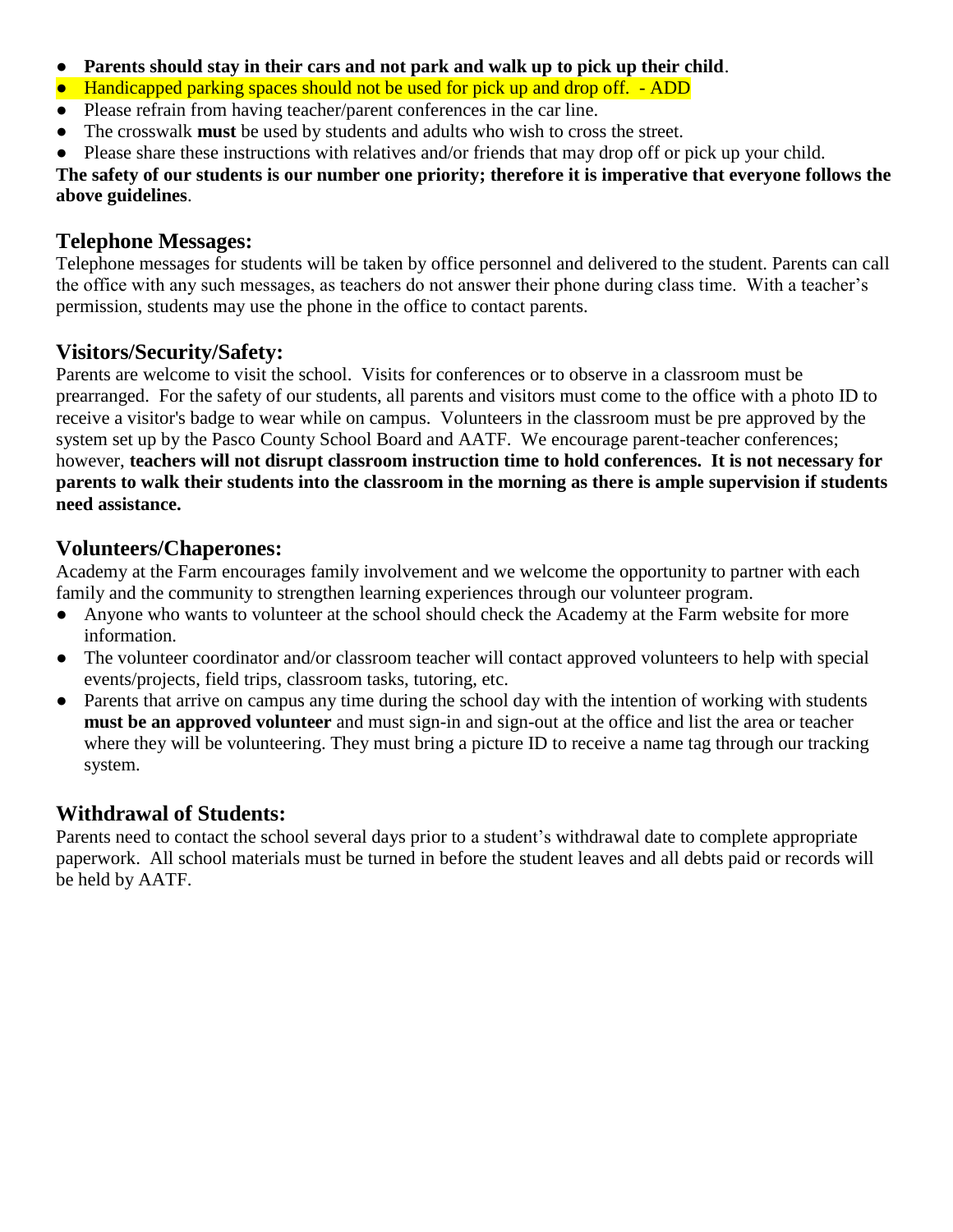- **Parents should stay in their cars and not park and walk up to pick up their child**.
- Handicapped parking spaces should not be used for pick up and drop off. - ADD
- Please refrain from having teacher/parent conferences in the car line.
- The crosswalk **must** be used by students and adults who wish to cross the street.
- Please share these instructions with relatives and/or friends that may drop off or pick up your child.

**The safety of our students is our number one priority; therefore it is imperative that everyone follows the above guidelines**.

## Telephone Messages:

Telephone messages for students will be taken by office personnel and delivered to the student. Parents can call the office with any such messages, as teachers do not answer their phone during class time. With a teacher's permission, students may use the phone in the office to contact parents.

## Visitors/Security/Safety:

Parents are welcome to visit the school. Visits for conferences or to observe in a classroom must be prearranged. For the safety of our students, all parents and visitors must come to the office with a photo ID to receive a visitor's badge to wear while on campus. Volunteers in the classroom must be pre approved by the system set up by the Pasco County School Board and AATF. We encourage parent-teacher conferences; however, **teachers will not disrupt classroom instruction time to hold conferences. It is not necessary for parents to walk their students into the classroom in the morning as there is ample supervision if students need assistance.**

## Volunteers/Chaperones:

Academy at the Farm encourages family involvement and we welcome the opportunity to partner with each family and the community to strengthen learning experiences through our volunteer program.

- Anyone who wants to volunteer at the school should check the Academy at the Farm website for more information.
- The volunteer coordinator and/or classroom teacher will contact approved volunteers to help with special events/projects, field trips, classroom tasks, tutoring, etc.
- Parents that arrive on campus any time during the school day with the intention of working with students **must be an approved volunteer** and must sign-in and sign-out at the office and list the area or teacher where they will be volunteering. They must bring a picture ID to receive a name tag through our tracking system.

## Withdrawal of Students:

Parents need to contact the school several days prior to a student's withdrawal date to complete appropriate paperwork. All school materials must be turned in before the student leaves and all debts paid or records will be held by AATF.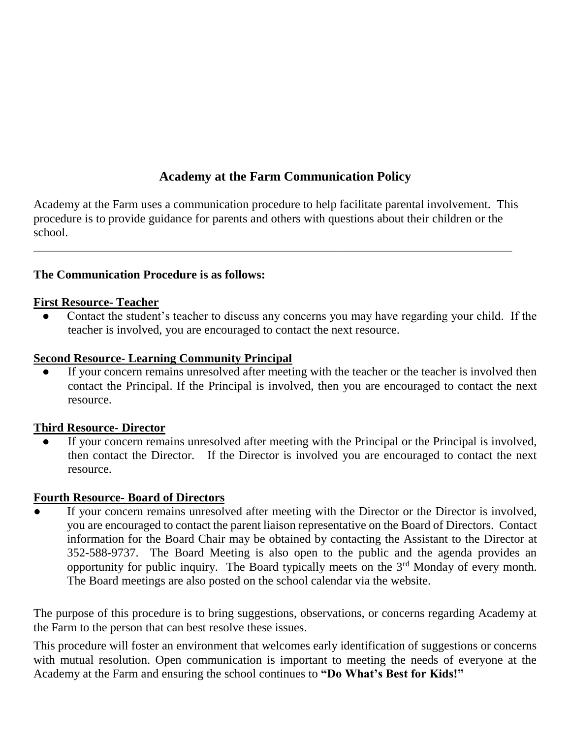# Academy at the Farm Communication Policy

Academy at the Farm uses a communication procedure to help facilitate parental involvement. This procedure is to provide guidance for parents and others with questions about their children or the school.

---

**The Communication Procedure is as follows:**

**First Resource- Teacher**

- Contact the student's teacher to discuss any concerns you may have regarding your child. If the teacher is involved, you are encouraged to contact the next resource.

**Second Resource- Learning Community Principal**

- If your concern remains unresolved after meeting with the teacher or the teacher is involved then contact the Principal. If the Principal is involved, then you are encouraged to contact the next resource.

**Third Resource- Director**

- If your concern remains unresolved after meeting with the Principal or the Principal is involved, then contact the Director. If the Director is involved you are encouraged to contact the next resource.

**Fourth Resource- Board of Directors**

- If your concern remains unresolved after meeting with the Director or the Director is involved, you are encouraged to contact the parent liaison representative on the Board of Directors. Contact information for the Board Chair may be obtained by contacting the Assistant to the Director at 352-588-9737. The Board Meeting is also open to the public and the agenda provides an opportunity for public inquiry. The Board typically meets on the 3rd Monday of every month. The Board meetings are also posted on the school calendar via the website.

The purpose of this procedure is to bring suggestions, observations, or concerns regarding Academy at the Farm to the person that can best resolve these issues.

This procedure will foster an environment that welcomes early identification of suggestions or concerns with mutual resolution. Open communication is important to meeting the needs of everyone at the Academy at the Farm and ensuring the school continues to **"Do What's Best for Kids!"**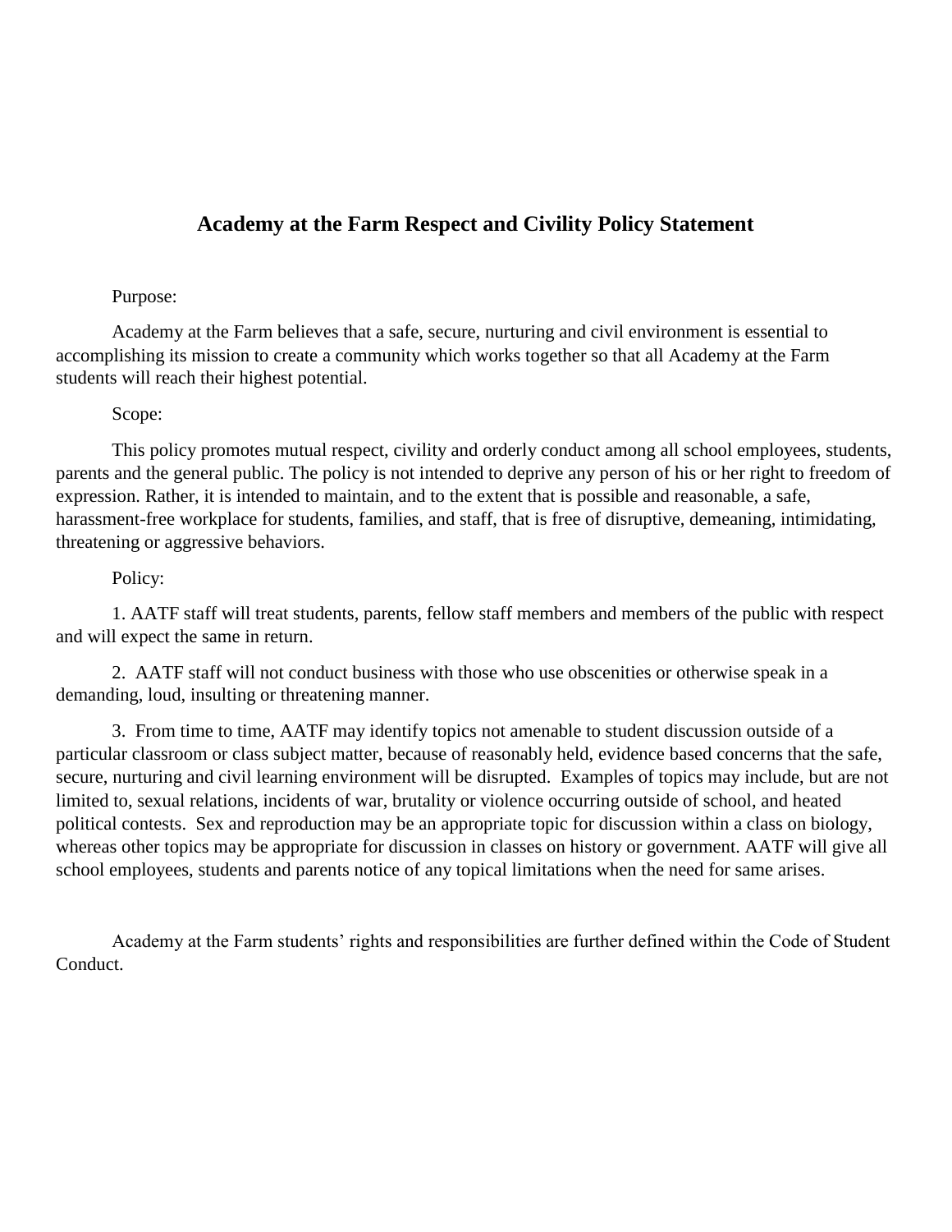## Academy at the Farm Respect and Civility Policy Statement

Purpose:

Academy at the Farm believes that a safe, secure, nurturing and civil environment is essential to accomplishing its mission to create a community which works together so that all Academy at the Farm students will reach their highest potential.

Scope:

This policy promotes mutual respect, civility and orderly conduct among all school employees, students, parents and the general public. The policy is not intended to deprive any person of his or her right to freedom of expression. Rather, it is intended to maintain, and to the extent that is possible and reasonable, a safe, harassment-free workplace for students, families, and staff, that is free of disruptive, demeaning, intimidating, threatening or aggressive behaviors.

Policy:

1. AATF staff will treat students, parents, fellow staff members and members of the public with respect and will expect the same in return.

2. AATF staff will not conduct business with those who use obscenities or otherwise speak in a demanding, loud, insulting or threatening manner.

3. From time to time, AATF may identify topics not amenable to student discussion outside of a particular classroom or class subject matter, because of reasonably held, evidence based concerns that the safe, secure, nurturing and civil learning environment will be disrupted. Examples of topics may include, but are not limited to, sexual relations, incidents of war, brutality or violence occurring outside of school, and heated political contests. Sex and reproduction may be an appropriate topic for discussion within a class on biology, whereas other topics may be appropriate for discussion in classes on history or government. AATF will give all school employees, students and parents notice of any topical limitations when the need for same arises.

Academy at the Farm students' rights and responsibilities are further defined within the Code of Student Conduct.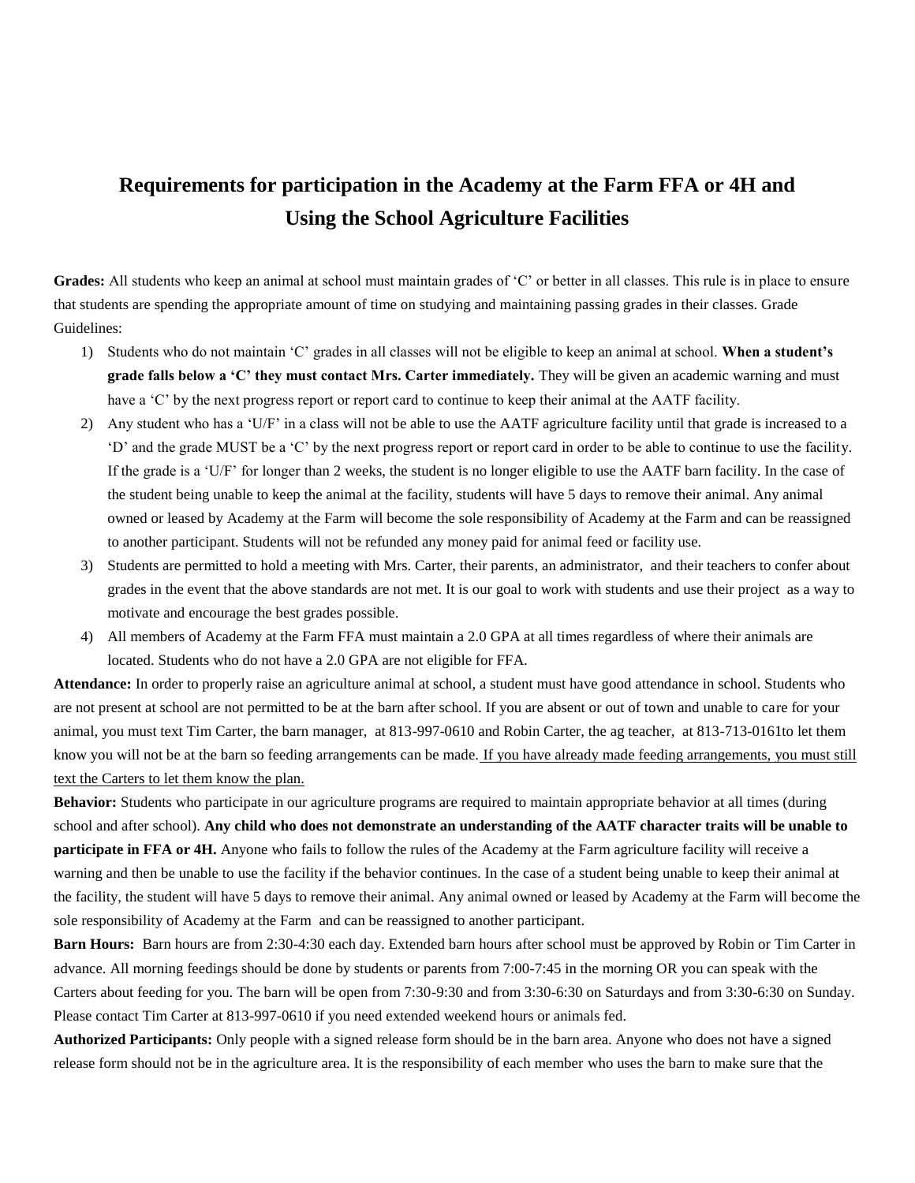# Requirements for participation in the Academy at the Farm FFA or 4H and Using the School Agriculture Facilities

**Grades:** All students who keep an animal at school must maintain grades of 'C' or better in all classes. This rule is in place to ensure that students are spending the appropriate amount of time on studying and maintaining passing grades in their classes. Grade Guidelines:

1) Students who do not maintain 'C' grades in all classes will not be eligible to keep an animal at school. **When a student's grade falls below a 'C' they must contact Mrs. Carter immediately.** They will be given an academic warning and must have a 'C' by the next progress report or report card to continue to keep their animal at the AATF facility.
2) Any student who has a 'U/F' in a class will not be able to use the AATF agriculture facility until that grade is increased to a 'D' and the grade MUST be a 'C' by the next progress report or report card in order to be able to continue to use the facility. If the grade is a 'U/F' for longer than 2 weeks, the student is no longer eligible to use the AATF barn facility. In the case of the student being unable to keep the animal at the facility, students will have 5 days to remove their animal. Any animal owned or leased by Academy at the Farm will become the sole responsibility of Academy at the Farm and can be reassigned to another participant. Students will not be refunded any money paid for animal feed or facility use.
3) Students are permitted to hold a meeting with Mrs. Carter, their parents, an administrator, and their teachers to confer about grades in the event that the above standards are not met. It is our goal to work with students and use their project as a way to motivate and encourage the best grades possible.
4) All members of Academy at the Farm FFA must maintain a 2.0 GPA at all times regardless of where their animals are located. Students who do not have a 2.0 GPA are not eligible for FFA.

**Attendance:** In order to properly raise an agriculture animal at school, a student must have good attendance in school. Students who are not present at school are not permitted to be at the barn after school. If you are absent or out of town and unable to care for your animal, you must text Tim Carter, the barn manager, at 813-997-0610 and Robin Carter, the ag teacher, at 813-713-0161to let them know you will not be at the barn so feeding arrangements can be made. <u>If you have already made feeding arrangements, you must still text the Carters to let them know the plan.</u>

**Behavior:** Students who participate in our agriculture programs are required to maintain appropriate behavior at all times (during school and after school). **Any child who does not demonstrate an understanding of the AATF character traits will be unable to participate in FFA or 4H.** Anyone who fails to follow the rules of the Academy at the Farm agriculture facility will receive a warning and then be unable to use the facility if the behavior continues. In the case of a student being unable to keep their animal at the facility, the student will have 5 days to remove their animal. Any animal owned or leased by Academy at the Farm will become the sole responsibility of Academy at the Farm and can be reassigned to another participant.

**Barn Hours:** Barn hours are from 2:30-4:30 each day. Extended barn hours after school must be approved by Robin or Tim Carter in advance. All morning feedings should be done by students or parents from 7:00-7:45 in the morning OR you can speak with the Carters about feeding for you. The barn will be open from 7:30-9:30 and from 3:30-6:30 on Saturdays and from 3:30-6:30 on Sunday. Please contact Tim Carter at 813-997-0610 if you need extended weekend hours or animals fed.

**Authorized Participants:** Only people with a signed release form should be in the barn area. Anyone who does not have a signed release form should not be in the agriculture area. It is the responsibility of each member who uses the barn to make sure that the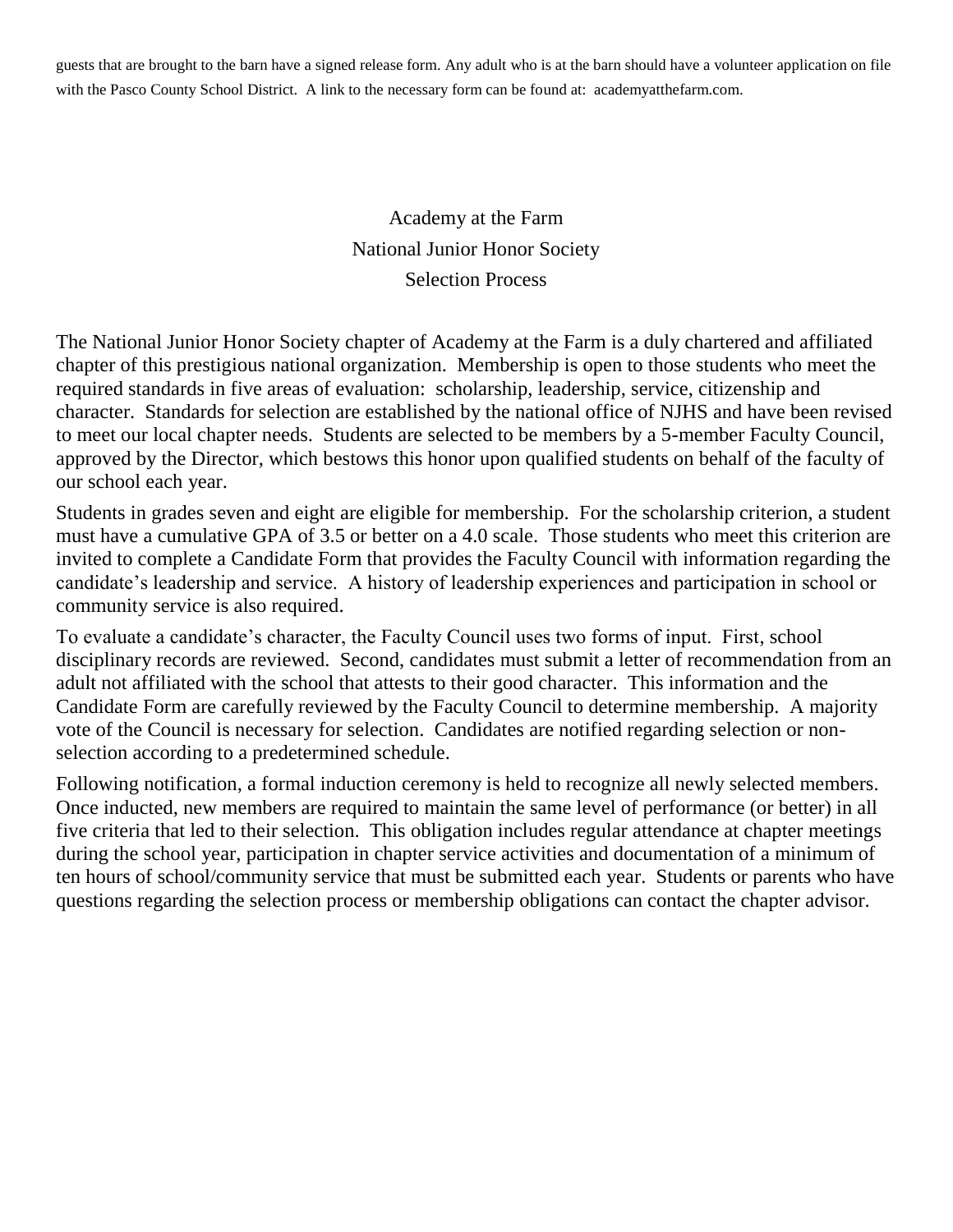guests that are brought to the barn have a signed release form. Any adult who is at the barn should have a volunteer application on file with the Pasco County School District. A link to the necessary form can be found at: academyatthefarm.com.

# Academy at the Farm
## National Junior Honor Society
## Selection Process

The National Junior Honor Society chapter of Academy at the Farm is a duly chartered and affiliated chapter of this prestigious national organization. Membership is open to those students who meet the required standards in five areas of evaluation: scholarship, leadership, service, citizenship and character. Standards for selection are established by the national office of NJHS and have been revised to meet our local chapter needs. Students are selected to be members by a 5-member Faculty Council, approved by the Director, which bestows this honor upon qualified students on behalf of the faculty of our school each year.

Students in grades seven and eight are eligible for membership. For the scholarship criterion, a student must have a cumulative GPA of 3.5 or better on a 4.0 scale. Those students who meet this criterion are invited to complete a Candidate Form that provides the Faculty Council with information regarding the candidate's leadership and service. A history of leadership experiences and participation in school or community service is also required.

To evaluate a candidate's character, the Faculty Council uses two forms of input. First, school disciplinary records are reviewed. Second, candidates must submit a letter of recommendation from an adult not affiliated with the school that attests to their good character. This information and the Candidate Form are carefully reviewed by the Faculty Council to determine membership. A majority vote of the Council is necessary for selection. Candidates are notified regarding selection or non-selection according to a predetermined schedule.

Following notification, a formal induction ceremony is held to recognize all newly selected members. Once inducted, new members are required to maintain the same level of performance (or better) in all five criteria that led to their selection. This obligation includes regular attendance at chapter meetings during the school year, participation in chapter service activities and documentation of a minimum of ten hours of school/community service that must be submitted each year. Students or parents who have questions regarding the selection process or membership obligations can contact the chapter advisor.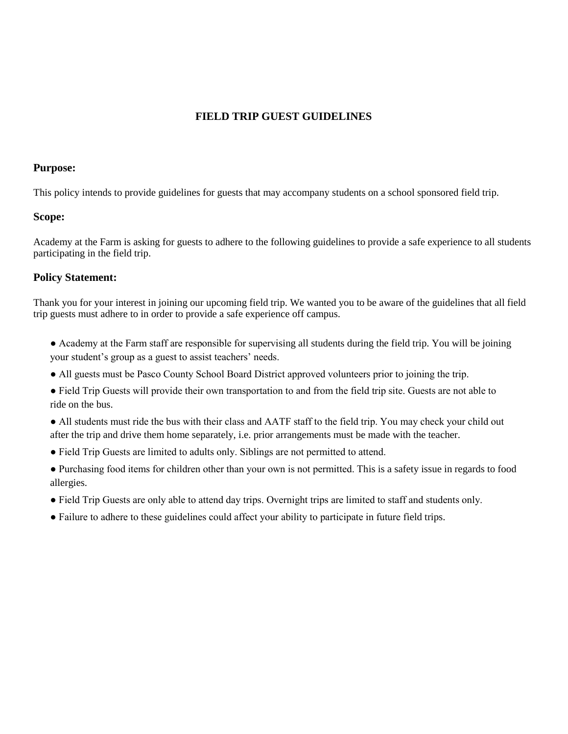# FIELD TRIP GUEST GUIDELINES

## Purpose:

This policy intends to provide guidelines for guests that may accompany students on a school sponsored field trip.

## Scope:

Academy at the Farm is asking for guests to adhere to the following guidelines to provide a safe experience to all students participating in the field trip.

## Policy Statement:

Thank you for your interest in joining our upcoming field trip. We wanted you to be aware of the guidelines that all field trip guests must adhere to in order to provide a safe experience off campus.

- Academy at the Farm staff are responsible for supervising all students during the field trip. You will be joining your student's group as a guest to assist teachers' needs.
- All guests must be Pasco County School Board District approved volunteers prior to joining the trip.
- Field Trip Guests will provide their own transportation to and from the field trip site. Guests are not able to ride on the bus.
- All students must ride the bus with their class and AATF staff to the field trip. You may check your child out after the trip and drive them home separately, i.e. prior arrangements must be made with the teacher.
- Field Trip Guests are limited to adults only. Siblings are not permitted to attend.
- Purchasing food items for children other than your own is not permitted. This is a safety issue in regards to food allergies.
- Field Trip Guests are only able to attend day trips. Overnight trips are limited to staff and students only.
- Failure to adhere to these guidelines could affect your ability to participate in future field trips.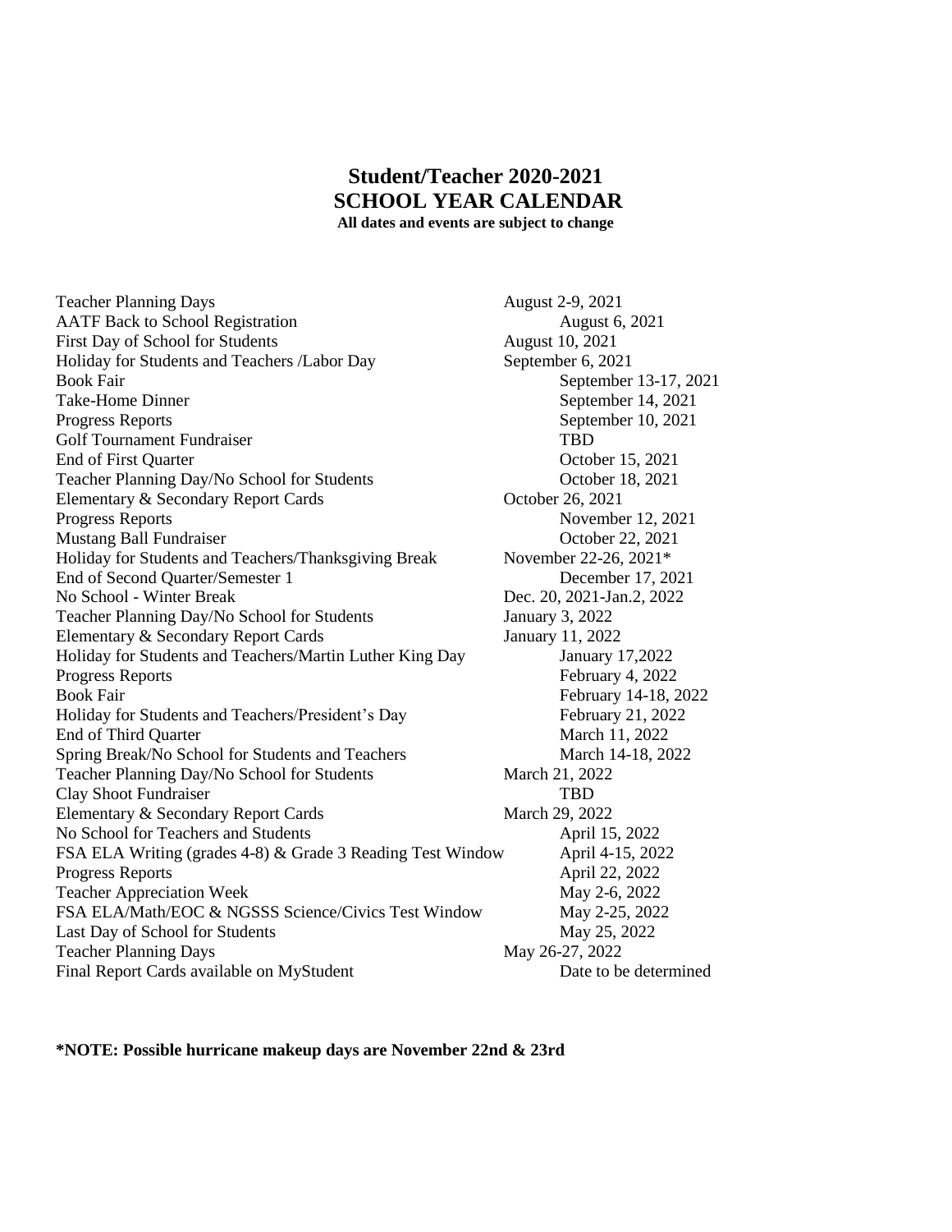# Student/Teacher 2020-2021 SCHOOL YEAR CALENDAR

**All dates and events are subject to change**

| | |
|---|---|
| Teacher Planning Days | August 2-9, 2021 |
| AATF Back to School Registration | August 6, 2021 |
| First Day of School for Students | August 10, 2021 |
| Holiday for Students and Teachers /Labor Day | September 6, 2021 |
| Book Fair | September 13-17, 2021 |
| Take-Home Dinner | September 14, 2021 |
| Progress Reports | September 10, 2021 |
| Golf Tournament Fundraiser | TBD |
| End of First Quarter | October 15, 2021 |
| Teacher Planning Day/No School for Students | October 18, 2021 |
| Elementary & Secondary Report Cards | October 26, 2021 |
| Progress Reports | November 12, 2021 |
| Mustang Ball Fundraiser | October 22, 2021 |
| Holiday for Students and Teachers/Thanksgiving Break | November 22-26, 2021* |
| End of Second Quarter/Semester 1 | December 17, 2021 |
| No School - Winter Break | Dec. 20, 2021-Jan.2, 2022 |
| Teacher Planning Day/No School for Students | January 3, 2022 |
| Elementary & Secondary Report Cards | January 11, 2022 |
| Holiday for Students and Teachers/Martin Luther King Day | January 17,2022 |
| Progress Reports | February 4, 2022 |
| Book Fair | February 14-18, 2022 |
| Holiday for Students and Teachers/President's Day | February 21, 2022 |
| End of Third Quarter | March 11, 2022 |
| Spring Break/No School for Students and Teachers | March 14-18, 2022 |
| Teacher Planning Day/No School for Students | March 21, 2022 |
| Clay Shoot Fundraiser | TBD |
| Elementary & Secondary Report Cards | March 29, 2022 |
| No School for Teachers and Students | April 15, 2022 |
| FSA ELA Writing (grades 4-8) & Grade 3 Reading Test Window | April 4-15, 2022 |
| Progress Reports | April 22, 2022 |
| Teacher Appreciation Week | May 2-6, 2022 |
| FSA ELA/Math/EOC & NGSSS Science/Civics Test Window | May 2-25, 2022 |
| Last Day of School for Students | May 25, 2022 |
| Teacher Planning Days | May 26-27, 2022 |
| Final Report Cards available on MyStudent | Date to be determined |

**\*NOTE: Possible hurricane makeup days are November 22nd & 23rd**